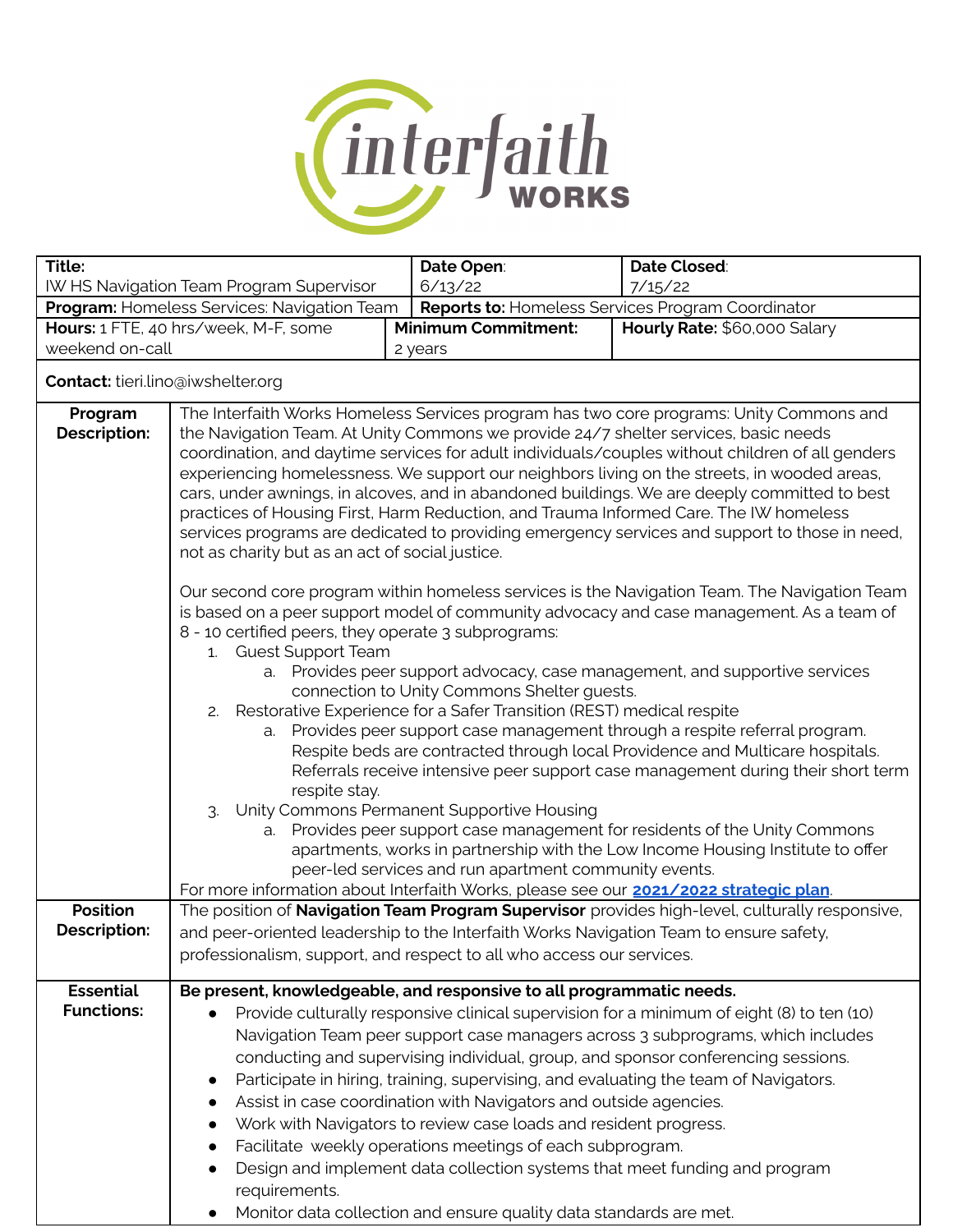| **Title:** IW HS Navigation Team Program Supervisor | **Date Open**: 6/13/22 | **Date Closed**: 7/15/22 |
|---|---|---|
| **Program:** Homeless Services: Navigation Team | **Reports to:** Homeless Services Program Coordinator | |
| **Hours:** 1 FTE, 40 hrs/week, M-F, some weekend on-call | **Minimum Commitment:** 2 years | **Hourly Rate:** $60,000 Salary |
| **Contact:** tieri.lino@iwshelter.org | | |

**Program Description:**

The Interfaith Works Homeless Services program has two core programs: Unity Commons and the Navigation Team. At Unity Commons we provide 24/7 shelter services, basic needs coordination, and daytime services for adult individuals/couples without children of all genders experiencing homelessness. We support our neighbors living on the streets, in wooded areas, cars, under awnings, in alcoves, and in abandoned buildings. We are deeply committed to best practices of Housing First, Harm Reduction, and Trauma Informed Care. The IW homeless services programs are dedicated to providing emergency services and support to those in need, not as charity but as an act of social justice.

Our second core program within homeless services is the Navigation Team. The Navigation Team is based on a peer support model of community advocacy and case management. As a team of 8 - 10 certified peers, they operate 3 subprograms:

1. Guest Support Team
   a. Provides peer support advocacy, case management, and supportive services connection to Unity Commons Shelter guests.
2. Restorative Experience for a Safer Transition (REST) medical respite
   a. Provides peer support case management through a respite referral program. Respite beds are contracted through local Providence and Multicare hospitals. Referrals receive intensive peer support case management during their short term respite stay.
3. Unity Commons Permanent Supportive Housing
   a. Provides peer support case management for residents of the Unity Commons apartments, works in partnership with the Low Income Housing Institute to offer peer-led services and run apartment community events.

For more information about Interfaith Works, please see our **2021/2022 strategic plan**.

**Position Description:**

The position of **Navigation Team Program Supervisor** provides high-level, culturally responsive, and peer-oriented leadership to the Interfaith Works Navigation Team to ensure safety, professionalism, support, and respect to all who access our services.

**Essential Functions:**

**Be present, knowledgeable, and responsive to all programmatic needs.**

- Provide culturally responsive clinical supervision for a minimum of eight (8) to ten (10) Navigation Team peer support case managers across 3 subprograms, which includes conducting and supervising individual, group, and sponsor conferencing sessions.
- Participate in hiring, training, supervising, and evaluating the team of Navigators.
- Assist in case coordination with Navigators and outside agencies.
- Work with Navigators to review case loads and resident progress.
- Facilitate weekly operations meetings of each subprogram.
- Design and implement data collection systems that meet funding and program requirements.
- Monitor data collection and ensure quality data standards are met.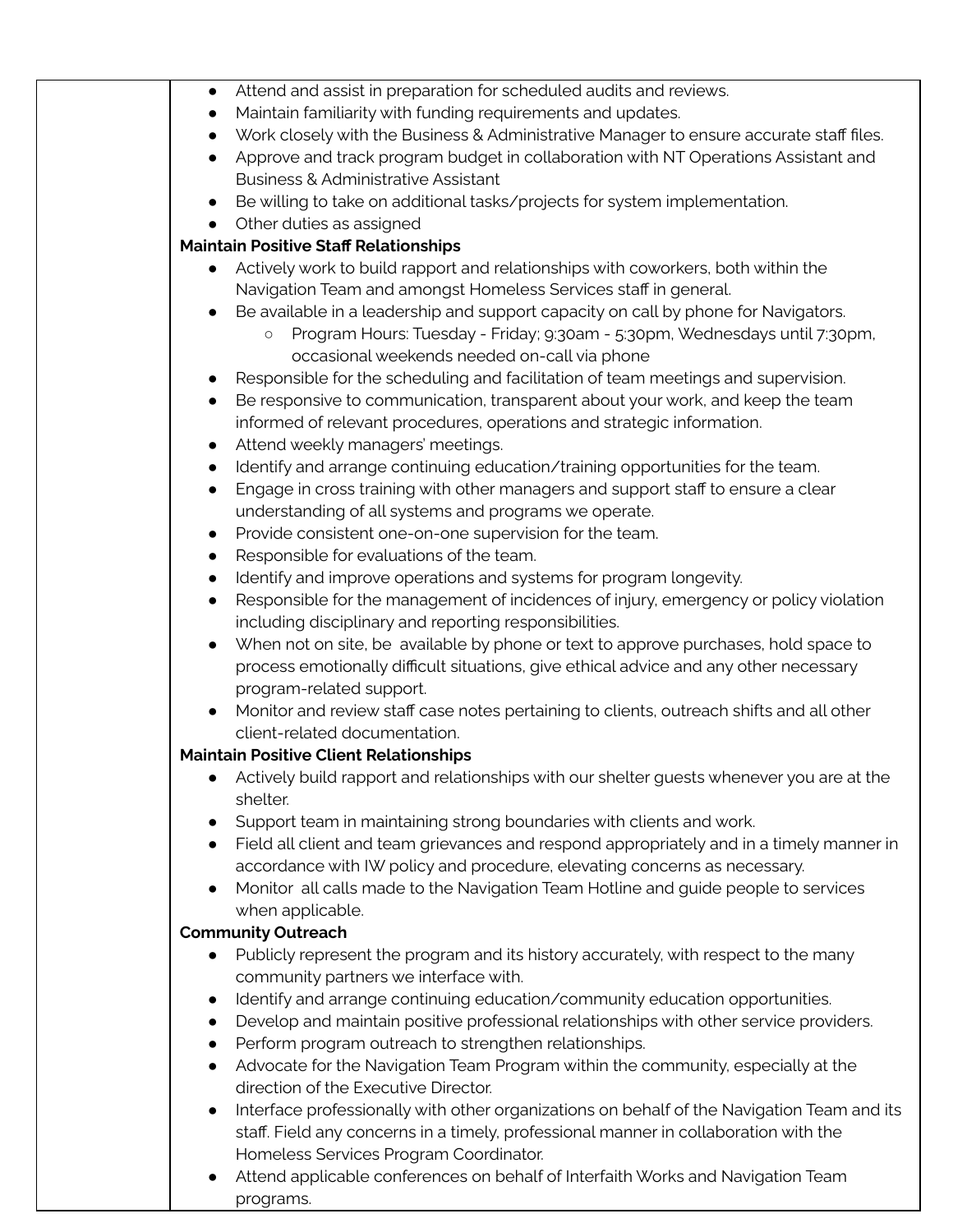- Attend and assist in preparation for scheduled audits and reviews.
- Maintain familiarity with funding requirements and updates.
- Work closely with the Business & Administrative Manager to ensure accurate staff files.
- Approve and track program budget in collaboration with NT Operations Assistant and Business & Administrative Assistant
- Be willing to take on additional tasks/projects for system implementation.
- Other duties as assigned

**Maintain Positive Staff Relationships**

- Actively work to build rapport and relationships with coworkers, both within the Navigation Team and amongst Homeless Services staff in general.
- Be available in a leadership and support capacity on call by phone for Navigators.
    - Program Hours: Tuesday - Friday; 9:30am - 5:30pm, Wednesdays until 7:30pm, occasional weekends needed on-call via phone
- Responsible for the scheduling and facilitation of team meetings and supervision.
- Be responsive to communication, transparent about your work, and keep the team informed of relevant procedures, operations and strategic information.
- Attend weekly managers' meetings.
- Identify and arrange continuing education/training opportunities for the team.
- Engage in cross training with other managers and support staff to ensure a clear understanding of all systems and programs we operate.
- Provide consistent one-on-one supervision for the team.
- Responsible for evaluations of the team.
- Identify and improve operations and systems for program longevity.
- Responsible for the management of incidences of injury, emergency or policy violation including disciplinary and reporting responsibilities.
- When not on site, be available by phone or text to approve purchases, hold space to process emotionally difficult situations, give ethical advice and any other necessary program-related support.
- Monitor and review staff case notes pertaining to clients, outreach shifts and all other client-related documentation.

**Maintain Positive Client Relationships**

- Actively build rapport and relationships with our shelter guests whenever you are at the shelter.
- Support team in maintaining strong boundaries with clients and work.
- Field all client and team grievances and respond appropriately and in a timely manner in accordance with IW policy and procedure, elevating concerns as necessary.
- Monitor all calls made to the Navigation Team Hotline and guide people to services when applicable.

**Community Outreach**

- Publicly represent the program and its history accurately, with respect to the many community partners we interface with.
- Identify and arrange continuing education/community education opportunities.
- Develop and maintain positive professional relationships with other service providers.
- Perform program outreach to strengthen relationships.
- Advocate for the Navigation Team Program within the community, especially at the direction of the Executive Director.
- Interface professionally with other organizations on behalf of the Navigation Team and its staff. Field any concerns in a timely, professional manner in collaboration with the Homeless Services Program Coordinator.
- Attend applicable conferences on behalf of Interfaith Works and Navigation Team programs.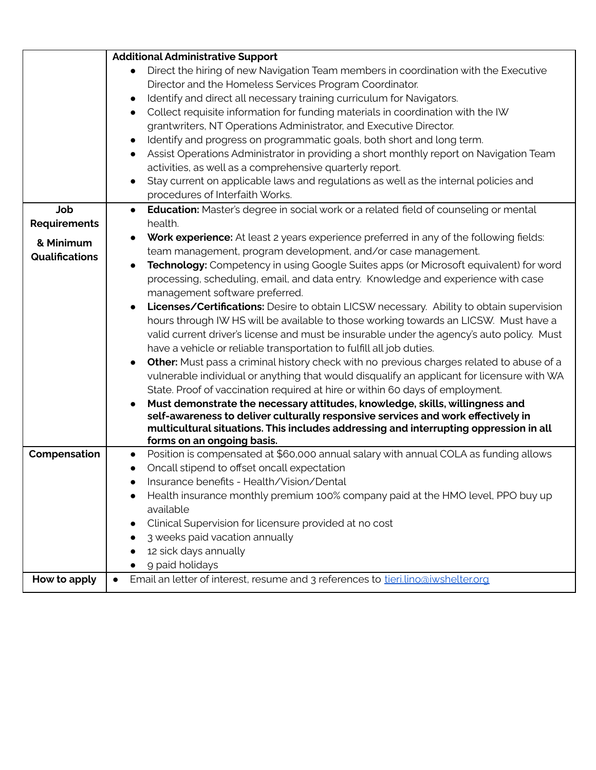| | |
|---|---|
| | **Additional Administrative Support**<br>• Direct the hiring of new Navigation Team members in coordination with the Executive Director and the Homeless Services Program Coordinator.<br>• Identify and direct all necessary training curriculum for Navigators.<br>• Collect requisite information for funding materials in coordination with the IW grantwriters, NT Operations Administrator, and Executive Director.<br>• Identify and progress on programmatic goals, both short and long term.<br>• Assist Operations Administrator in providing a short monthly report on Navigation Team activities, as well as a comprehensive quarterly report.<br>• Stay current on applicable laws and regulations as well as the internal policies and procedures of Interfaith Works. |
| **Job Requirements & Minimum Qualifications** | • **Education:** Master's degree in social work or a related field of counseling or mental health.<br>• **Work experience:** At least 2 years experience preferred in any of the following fields: team management, program development, and/or case management.<br>• **Technology:** Competency in using Google Suites apps (or Microsoft equivalent) for word processing, scheduling, email, and data entry. Knowledge and experience with case management software preferred.<br>• **Licenses/Certifications:** Desire to obtain LICSW necessary. Ability to obtain supervision hours through IW HS will be available to those working towards an LICSW. Must have a valid current driver's license and must be insurable under the agency's auto policy. Must have a vehicle or reliable transportation to fulfill all job duties.<br>• **Other:** Must pass a criminal history check with no previous charges related to abuse of a vulnerable individual or anything that would disqualify an applicant for licensure with WA State. Proof of vaccination required at hire or within 60 days of employment.<br>• **Must demonstrate the necessary attitudes, knowledge, skills, willingness and self-awareness to deliver culturally responsive services and work effectively in multicultural situations. This includes addressing and interrupting oppression in all forms on an ongoing basis.** |
| **Compensation** | • Position is compensated at $60,000 annual salary with annual COLA as funding allows<br>• Oncall stipend to offset oncall expectation<br>• Insurance benefits - Health/Vision/Dental<br>• Health insurance monthly premium 100% company paid at the HMO level, PPO buy up available<br>• Clinical Supervision for licensure provided at no cost<br>• 3 weeks paid vacation annually<br>• 12 sick days annually<br>• 9 paid holidays |
| **How to apply** | • Email an letter of interest, resume and 3 references to tieri.lino@iwshelter.org |